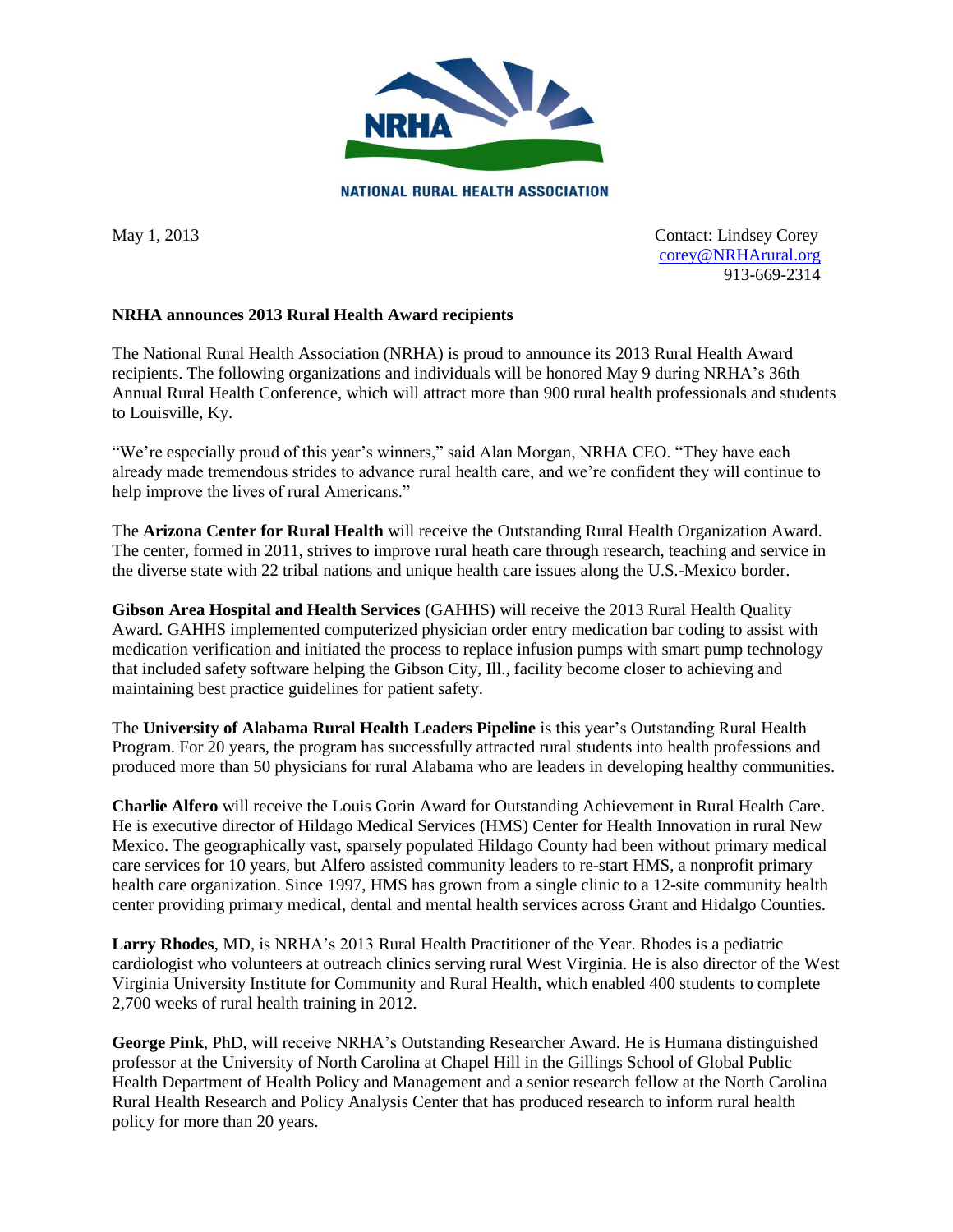NRHA

NATIONAL RURAL HEALTH ASSOCIATION

May 1, 2013

Contact: Lindsey Corey
corey@NRHArural.org
913-669-2314

**NRHA announces 2013 Rural Health Award recipients**

The National Rural Health Association (NRHA) is proud to announce its 2013 Rural Health Award recipients. The following organizations and individuals will be honored May 9 during NRHA's 36th Annual Rural Health Conference, which will attract more than 900 rural health professionals and students to Louisville, Ky.

"We're especially proud of this year's winners," said Alan Morgan, NRHA CEO. "They have each already made tremendous strides to advance rural health care, and we're confident they will continue to help improve the lives of rural Americans."

The **Arizona Center for Rural Health** will receive the Outstanding Rural Health Organization Award. The center, formed in 2011, strives to improve rural heath care through research, teaching and service in the diverse state with 22 tribal nations and unique health care issues along the U.S.-Mexico border.

**Gibson Area Hospital and Health Services** (GAHHS) will receive the 2013 Rural Health Quality Award. GAHHS implemented computerized physician order entry medication bar coding to assist with medication verification and initiated the process to replace infusion pumps with smart pump technology that included safety software helping the Gibson City, Ill., facility become closer to achieving and maintaining best practice guidelines for patient safety.

The **University of Alabama Rural Health Leaders Pipeline** is this year's Outstanding Rural Health Program. For 20 years, the program has successfully attracted rural students into health professions and produced more than 50 physicians for rural Alabama who are leaders in developing healthy communities.

**Charlie Alfero** will receive the Louis Gorin Award for Outstanding Achievement in Rural Health Care. He is executive director of Hildago Medical Services (HMS) Center for Health Innovation in rural New Mexico. The geographically vast, sparsely populated Hildago County had been without primary medical care services for 10 years, but Alfero assisted community leaders to re-start HMS, a nonprofit primary health care organization. Since 1997, HMS has grown from a single clinic to a 12-site community health center providing primary medical, dental and mental health services across Grant and Hidalgo Counties.

**Larry Rhodes**, MD, is NRHA's 2013 Rural Health Practitioner of the Year. Rhodes is a pediatric cardiologist who volunteers at outreach clinics serving rural West Virginia. He is also director of the West Virginia University Institute for Community and Rural Health, which enabled 400 students to complete 2,700 weeks of rural health training in 2012.

**George Pink**, PhD, will receive NRHA's Outstanding Researcher Award. He is Humana distinguished professor at the University of North Carolina at Chapel Hill in the Gillings School of Global Public Health Department of Health Policy and Management and a senior research fellow at the North Carolina Rural Health Research and Policy Analysis Center that has produced research to inform rural health policy for more than 20 years.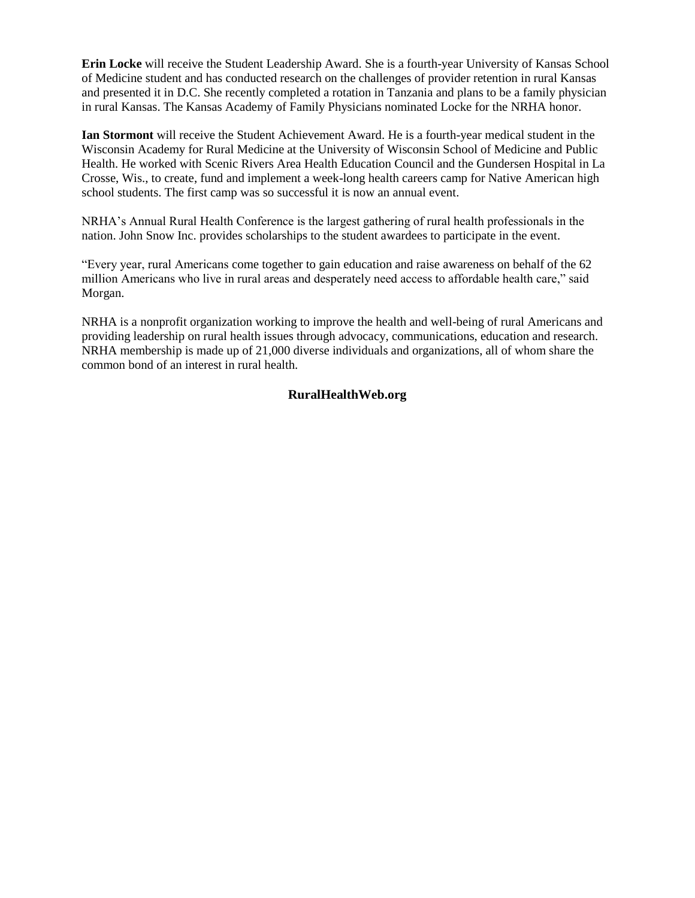**Erin Locke** will receive the Student Leadership Award. She is a fourth-year University of Kansas School of Medicine student and has conducted research on the challenges of provider retention in rural Kansas and presented it in D.C. She recently completed a rotation in Tanzania and plans to be a family physician in rural Kansas. The Kansas Academy of Family Physicians nominated Locke for the NRHA honor.

**Ian Stormont** will receive the Student Achievement Award. He is a fourth-year medical student in the Wisconsin Academy for Rural Medicine at the University of Wisconsin School of Medicine and Public Health. He worked with Scenic Rivers Area Health Education Council and the Gundersen Hospital in La Crosse, Wis., to create, fund and implement a week-long health careers camp for Native American high school students. The first camp was so successful it is now an annual event.

NRHA's Annual Rural Health Conference is the largest gathering of rural health professionals in the nation. John Snow Inc. provides scholarships to the student awardees to participate in the event.

"Every year, rural Americans come together to gain education and raise awareness on behalf of the 62 million Americans who live in rural areas and desperately need access to affordable health care," said Morgan.

NRHA is a nonprofit organization working to improve the health and well-being of rural Americans and providing leadership on rural health issues through advocacy, communications, education and research. NRHA membership is made up of 21,000 diverse individuals and organizations, all of whom share the common bond of an interest in rural health.

**RuralHealthWeb.org**